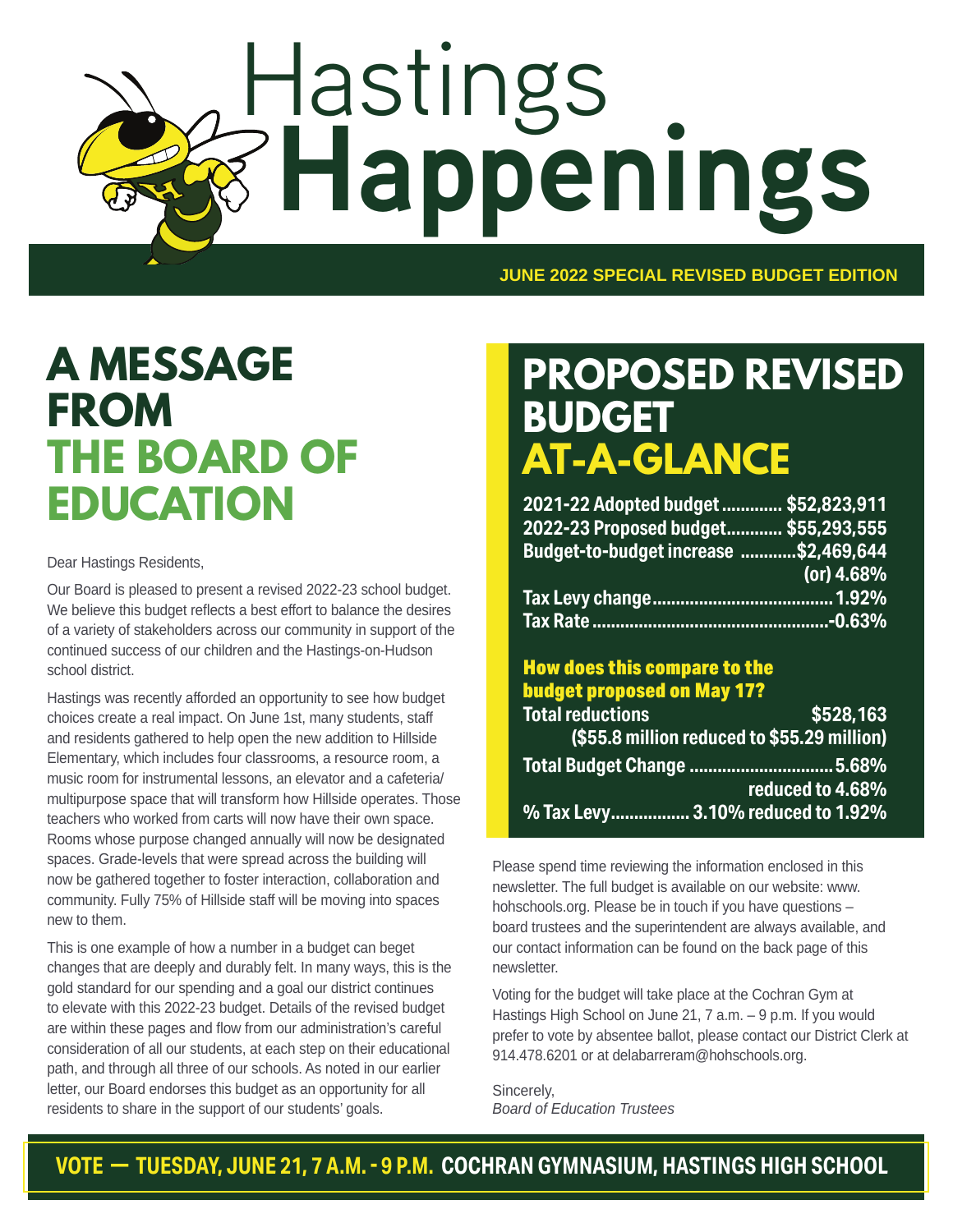# Hastings Happenings

**JUNE 2022 SPECIAL REVISED BUDGET EDITION**

## A MESSAGE FROM THE BOARD OF EDUCATION

Dear Hastings Residents,

Our Board is pleased to present a revised 2022-23 school budget. We believe this budget reflects a best effort to balance the desires of a variety of stakeholders across our community in support of the continued success of our children and the Hastings-on-Hudson school district.

Hastings was recently afforded an opportunity to see how budget choices create a real impact. On June 1st, many students, staff and residents gathered to help open the new addition to Hillside Elementary, which includes four classrooms, a resource room, a music room for instrumental lessons, an elevator and a cafeteria/multipurpose space that will transform how Hillside operates. Those teachers who worked from carts will now have their own space. Rooms whose purpose changed annually will now be designated spaces. Grade-levels that were spread across the building will now be gathered together to foster interaction, collaboration and community. Fully 75% of Hillside staff will be moving into spaces new to them.

This is one example of how a number in a budget can beget changes that are deeply and durably felt. In many ways, this is the gold standard for our spending and a goal our district continues to elevate with this 2022-23 budget. Details of the revised budget are within these pages and flow from our administration's careful consideration of all our students, at each step on their educational path, and through all three of our schools. As noted in our earlier letter, our Board endorses this budget as an opportunity for all residents to share in the support of our students' goals.

## PROPOSED REVISED BUDGET AT-A-GLANCE

**2021-22 Adopted budget** ............. **$52,823,911**
**2022-23 Proposed budget**............ **$55,293,555**
**Budget-to-budget increase** ............**$2,469,644 (or) 4.68%**
**Tax Levy change**....................................... **1.92%**
**Tax Rate** ..................................................**-0.63%**

### How does this compare to the budget proposed on May 17?

**Total reductions** **$528,163**
**($55.8 million reduced to $55.29 million)**
**Total Budget Change** ............................... **5.68% reduced to 4.68%**
**% Tax Levy**................. **3.10% reduced to 1.92%**

Please spend time reviewing the information enclosed in this newsletter. The full budget is available on our website: www.hohschools.org. Please be in touch if you have questions – board trustees and the superintendent are always available, and our contact information can be found on the back page of this newsletter.

Voting for the budget will take place at the Cochran Gym at Hastings High School on June 21, 7 a.m. – 9 p.m. If you would prefer to vote by absentee ballot, please contact our District Clerk at 914.478.6201 or at delabarreram@hohschools.org.

Sincerely,
*Board of Education Trustees*

**VOTE — TUESDAY, JUNE 21, 7 A.M. - 9 P.M. COCHRAN GYMNASIUM, HASTINGS HIGH SCHOOL**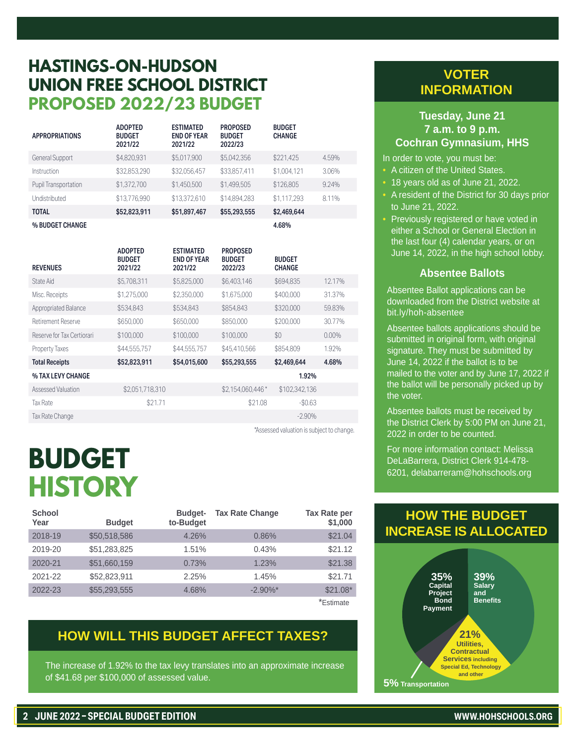# HASTINGS-ON-HUDSON UNION FREE SCHOOL DISTRICT PROPOSED 2022/23 BUDGET

| APPROPRIATIONS | ADOPTED BUDGET 2021/22 | ESTIMATED END OF YEAR 2021/22 | PROPOSED BUDGET 2022/23 | BUDGET CHANGE | |
|---|---|---|---|---|---|
| General Support | $4,820,931 | $5,017,900 | $5,042,356 | $221,425 | 4.59% |
| Instruction | $32,853,290 | $32,056,457 | $33,857,411 | $1,004,121 | 3.06% |
| Pupil Transportation | $1,372,700 | $1,450,500 | $1,499,505 | $126,805 | 9.24% |
| Undistributed | $13,776,990 | $13,372,610 | $14,894,283 | $1,117,293 | 8.11% |
| **TOTAL** | **$52,823,911** | **$51,897,467** | **$55,293,555** | **$2,469,644** | |
| **% BUDGET CHANGE** | | | | **4.68%** | |

| REVENUES | ADOPTED BUDGET 2021/22 | ESTIMATED END OF YEAR 2021/22 | PROPOSED BUDGET 2022/23 | BUDGET CHANGE | |
|---|---|---|---|---|---|
| State Aid | $5,708,311 | $5,825,000 | $6,403,146 | $694,835 | 12.17% |
| Misc. Receipts | $1,275,000 | $2,350,000 | $1,675,000 | $400,000 | 31.37% |
| Appropriated Balance | $534,843 | $534,843 | $854,843 | $320,000 | 59.83% |
| Retirement Reserve | $650,000 | $650,000 | $850,000 | $200,000 | 30.77% |
| Reserve for Tax Certiorari | $100,000 | $100,000 | $100,000 | $0 | 0.00% |
| Property Taxes | $44,555,757 | $44,555,757 | $45,410,566 | $854,809 | 1.92% |
| **Total Receipts** | **$52,823,911** | **$54,015,600** | **$55,293,555** | **$2,469,644** | **4.68%** |
| **% TAX LEVY CHANGE** | | | | **1.92%** | |
| Assessed Valuation | $2,051,718,310 | | $2,154,060,446* | $102,342,136 | |
| Tax Rate | $21.71 | | $21.08 | -$0.63 | |
| Tax Rate Change | | | | -2.90% | |

*Assessed valuation is subject to change.

# BUDGET HISTORY

| School Year | Budget | Budget-to-Budget | Tax Rate Change | Tax Rate per $1,000 |
|---|---|---|---|---|
| 2018-19 | $50,518,586 | 4.26% | 0.86% | $21.04 |
| 2019-20 | $51,283,825 | 1.51% | 0.43% | $21.12 |
| 2020-21 | $51,660,159 | 0.73% | 1.23% | $21.38 |
| 2021-22 | $52,823,911 | 2.25% | 1.45% | $21.71 |
| 2022-23 | $55,293,555 | 4.68% | -2.90%* | $21.08* |

*Estimate

## HOW WILL THIS BUDGET AFFECT TAXES?

The increase of 1.92% to the tax levy translates into an approximate increase of $41.68 per $100,000 of assessed value.

## VOTER INFORMATION

**Tuesday, June 21**
**7 a.m. to 9 p.m.**
**Cochran Gymnasium, HHS**

In order to vote, you must be:

- A citizen of the United States.
- 18 years old as of June 21, 2022.
- A resident of the District for 30 days prior to June 21, 2022.
- Previously registered or have voted in either a School or General Election in the last four (4) calendar years, or on June 14, 2022, in the high school lobby.

### Absentee Ballots

Absentee Ballot applications can be downloaded from the District website at bit.ly/hoh-absentee

Absentee ballots applications should be submitted in original form, with original signature. They must be submitted by June 14, 2022 if the ballot is to be mailed to the voter and by June 17, 2022 if the ballot will be personally picked up by the voter.

Absentee ballots must be received by the District Clerk by 5:00 PM on June 21, 2022 in order to be counted.

For more information contact: Melissa DeLaBarrera, District Clerk 914-478-6201, delabarreram@hohschools.org

## HOW THE BUDGET INCREASE IS ALLOCATED

- 39% Salary and Benefits
- 35% Capital Project Bond Payment
- 21% Utilities, Contractual Services including Special Ed, Technology and other
- 5% Transportation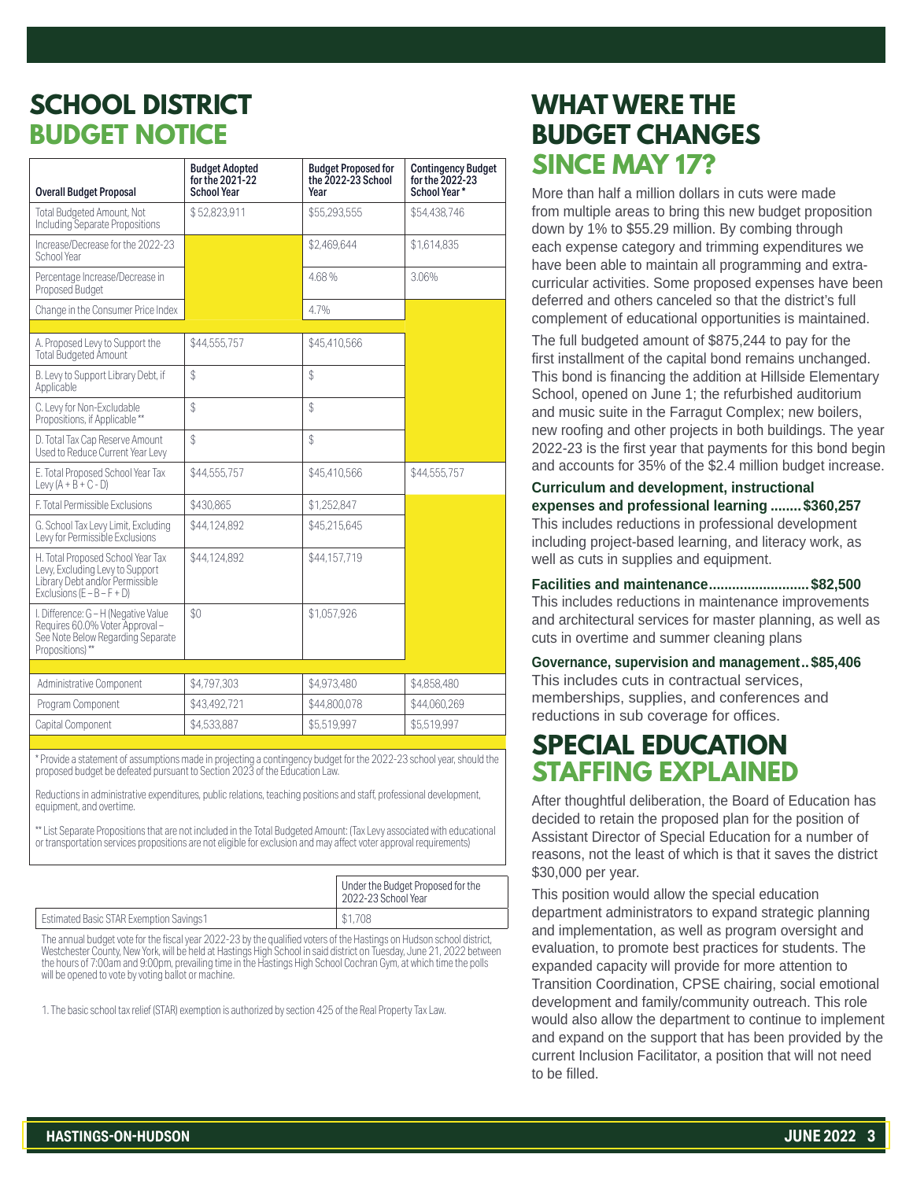# SCHOOL DISTRICT BUDGET NOTICE

| Overall Budget Proposal | Budget Adopted for the 2021-22 School Year | Budget Proposed for the 2022-23 School Year | Contingency Budget for the 2022-23 School Year * |
|---|---|---|---|
| Total Budgeted Amount, Not Including Separate Propositions | $ 52,823,911 | $55,293,555 | $54,438,746 |
| Increase/Decrease for the 2022-23 School Year | | $2,469,644 | $1,614,835 |
| Percentage Increase/Decrease in Proposed Budget | | 4.68 % | 3.06% |
| Change in the Consumer Price Index | | 4.7% | |
| A. Proposed Levy to Support the Total Budgeted Amount | $44,555,757 | $45,410,566 | |
| B. Levy to Support Library Debt, if Applicable | $ | $ | |
| C. Levy for Non-Excludable Propositions, if Applicable ** | $ | $ | |
| D. Total Tax Cap Reserve Amount Used to Reduce Current Year Levy | $ | $ | |
| E. Total Proposed School Year Tax Levy (A + B + C - D) | $44,555,757 | $45,410,566 | $44,555,757 |
| F. Total Permissible Exclusions | $430,865 | $1,252,847 | |
| G. School Tax Levy Limit, Excluding Levy for Permissible Exclusions | $44,124,892 | $45,215,645 | |
| H. Total Proposed School Year Tax Levy, Excluding Levy to Support Library Debt and/or Permissible Exclusions (E – B – F + D) | $44,124,892 | $44,157,719 | |
| I. Difference: G – H (Negative Value Requires 60.0% Voter Approval – See Note Below Regarding Separate Propositions) ** | $0 | $1,057,926 | |
| Administrative Component | $4,797,303 | $4,973,480 | $4,858,480 |
| Program Component | $43,492,721 | $44,800,078 | $44,060,269 |
| Capital Component | $4,533,887 | $5,519,997 | $5,519,997 |

* Provide a statement of assumptions made in projecting a contingency budget for the 2022-23 school year, should the proposed budget be defeated pursuant to Section 2023 of the Education Law.

Reductions in administrative expenditures, public relations, teaching positions and staff, professional development, equipment, and overtime.

** List Separate Propositions that are not included in the Total Budgeted Amount: (Tax Levy associated with educational or transportation services propositions are not eligible for exclusion and may affect voter approval requirements)

| | Under the Budget Proposed for the 2022-23 School Year |
|---|---|
| Estimated Basic STAR Exemption Savings[1] | $1,708 |

The annual budget vote for the fiscal year 2022-23 by the qualified voters of the Hastings on Hudson school district, Westchester County, New York, will be held at Hastings High School in said district on Tuesday, June 21, 2022 between the hours of 7:00am and 9:00pm, prevailing time in the Hastings High School Cochran Gym, at which time the polls will be opened to vote by voting ballot or machine.

1. The basic school tax relief (STAR) exemption is authorized by section 425 of the Real Property Tax Law.

# WHAT WERE THE BUDGET CHANGES SINCE MAY 17?

More than half a million dollars in cuts were made from multiple areas to bring this new budget proposition down by 1% to $55.29 million. By combing through each expense category and trimming expenditures we have been able to maintain all programming and extra-curricular activities. Some proposed expenses have been deferred and others canceled so that the district's full complement of educational opportunities is maintained.

The full budgeted amount of $875,244 to pay for the first installment of the capital bond remains unchanged. This bond is financing the addition at Hillside Elementary School, opened on June 1; the refurbished auditorium and music suite in the Farragut Complex; new boilers, new roofing and other projects in both buildings. The year 2022-23 is the first year that payments for this bond begin and accounts for 35% of the $2.4 million budget increase.

**Curriculum and development, instructional expenses and professional learning ........ $360,257**
This includes reductions in professional development including project-based learning, and literacy work, as well as cuts in supplies and equipment.

**Facilities and maintenance.......................... $82,500**
This includes reductions in maintenance improvements and architectural services for master planning, as well as cuts in overtime and summer cleaning plans

**Governance, supervision and management.. $85,406**
This includes cuts in contractual services, memberships, supplies, and conferences and reductions in sub coverage for offices.

# SPECIAL EDUCATION STAFFING EXPLAINED

After thoughtful deliberation, the Board of Education has decided to retain the proposed plan for the position of Assistant Director of Special Education for a number of reasons, not the least of which is that it saves the district $30,000 per year.

This position would allow the special education department administrators to expand strategic planning and implementation, as well as program oversight and evaluation, to promote best practices for students. The expanded capacity will provide for more attention to Transition Coordination, CPSE chairing, social emotional development and family/community outreach. This role would also allow the department to continue to implement and expand on the support that has been provided by the current Inclusion Facilitator, a position that will not need to be filled.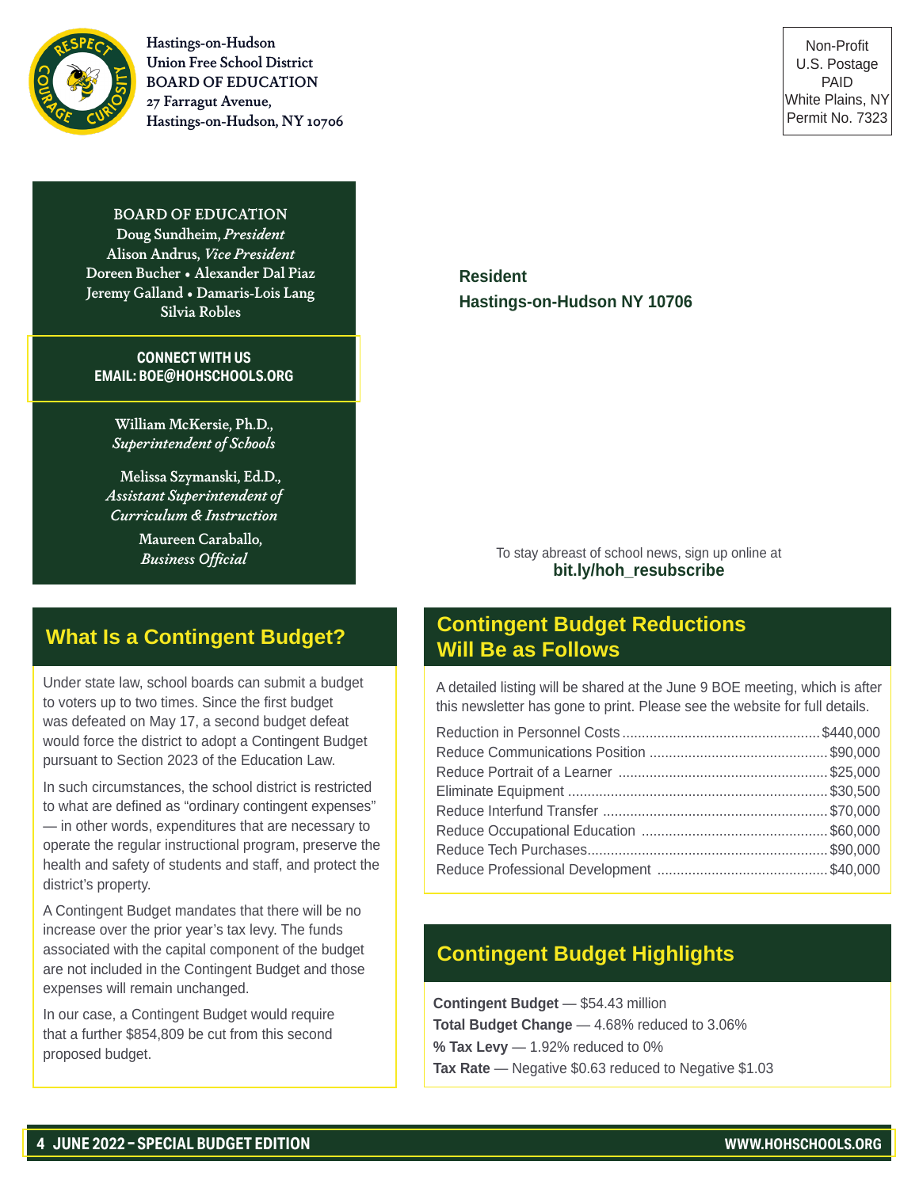Hastings-on-Hudson
Union Free School District
BOARD OF EDUCATION
27 Farragut Avenue,
Hastings-on-Hudson, NY 10706

Non-Profit
U.S. Postage
PAID
White Plains, NY
Permit No. 7323

BOARD OF EDUCATION
Doug Sundheim, *President*
Alison Andrus, *Vice President*
Doreen Bucher • Alexander Dal Piaz
Jeremy Galland • Damaris-Lois Lang
Silvia Robles

**CONNECT WITH US**
**EMAIL: BOE@HOHSCHOOLS.ORG**

William McKersie, Ph.D.,
*Superintendent of Schools*

Melissa Szymanski, Ed.D.,
*Assistant Superintendent of Curriculum & Instruction*

Maureen Caraballo,
*Business Official*

**Resident**
**Hastings-on-Hudson NY 10706**

To stay abreast of school news, sign up online at
**bit.ly/hoh_resubscribe**

## What Is a Contingent Budget?

Under state law, school boards can submit a budget to voters up to two times. Since the first budget was defeated on May 17, a second budget defeat would force the district to adopt a Contingent Budget pursuant to Section 2023 of the Education Law.

In such circumstances, the school district is restricted to what are defined as "ordinary contingent expenses" — in other words, expenditures that are necessary to operate the regular instructional program, preserve the health and safety of students and staff, and protect the district's property.

A Contingent Budget mandates that there will be no increase over the prior year's tax levy. The funds associated with the capital component of the budget are not included in the Contingent Budget and those expenses will remain unchanged.

In our case, a Contingent Budget would require that a further $854,809 be cut from this second proposed budget.

## Contingent Budget Reductions Will Be as Follows

A detailed listing will be shared at the June 9 BOE meeting, which is after this newsletter has gone to print. Please see the website for full details.

| | |
|---|---|
| Reduction in Personnel Costs | $440,000 |
| Reduce Communications Position | $90,000 |
| Reduce Portrait of a Learner | $25,000 |
| Eliminate Equipment | $30,500 |
| Reduce Interfund Transfer | $70,000 |
| Reduce Occupational Education | $60,000 |
| Reduce Tech Purchases | $90,000 |
| Reduce Professional Development | $40,000 |

## Contingent Budget Highlights

**Contingent Budget** — $54.43 million
**Total Budget Change** — 4.68% reduced to 3.06%
**% Tax Levy** — 1.92% reduced to 0%
**Tax Rate** — Negative $0.63 reduced to Negative $1.03